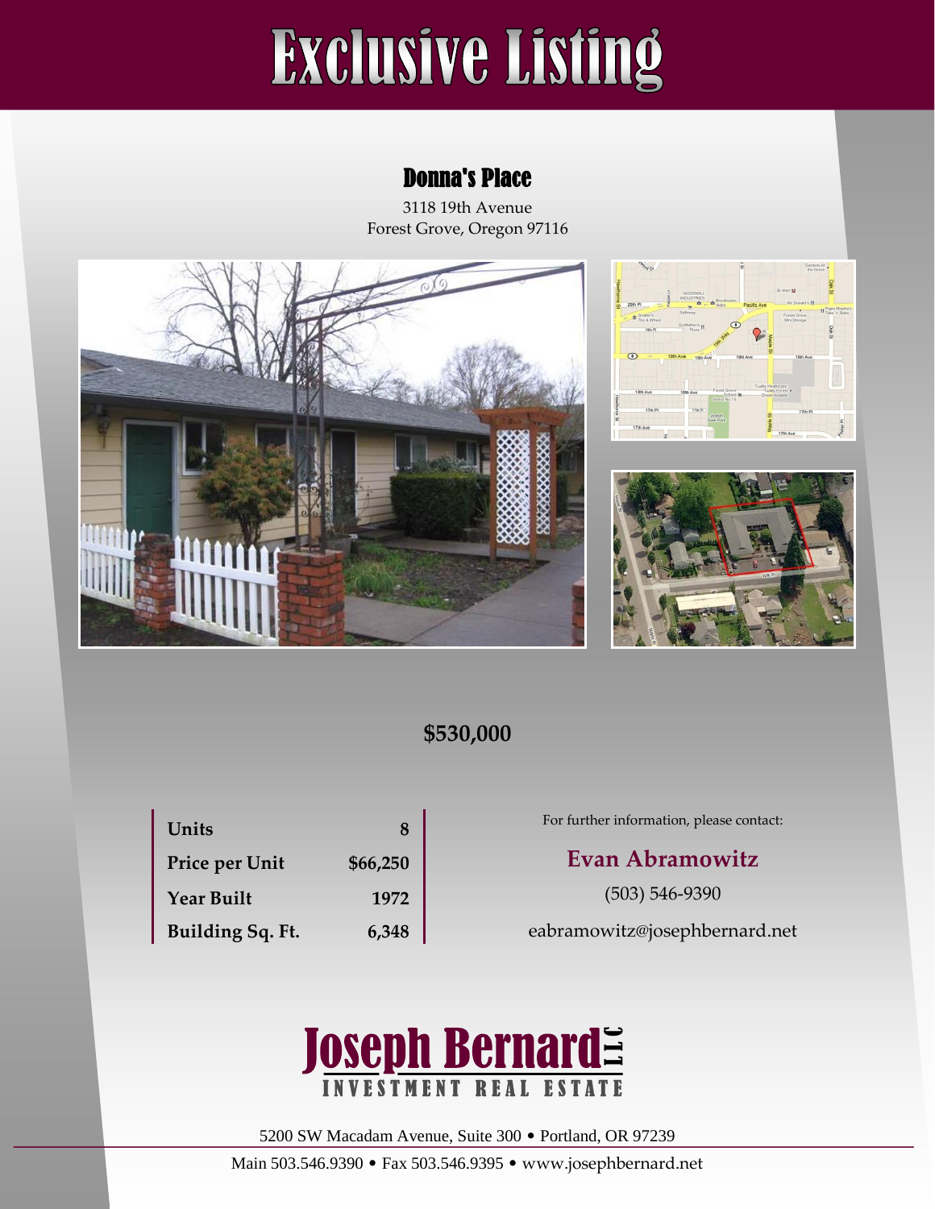# Exclusive Listing

## Donna's Place

3118 19th Avenue
Forest Grove, Oregon 97116

**$530,000**

| | |
|---|---|
| **Units** | **8** |
| **Price per Unit** | **$66,250** |
| **Year Built** | **1972** |
| **Building Sq. Ft.** | **6,348** |

For further information, please contact:

**Evan Abramowitz**

(503) 546-9390

eabramowitz@josephbernard.net

**Joseph Bernard LLC**
INVESTMENT REAL ESTATE

5200 SW Macadam Avenue, Suite 300 • Portland, OR 97239

Main 503.546.9390 • Fax 503.546.9395 • www.josephbernard.net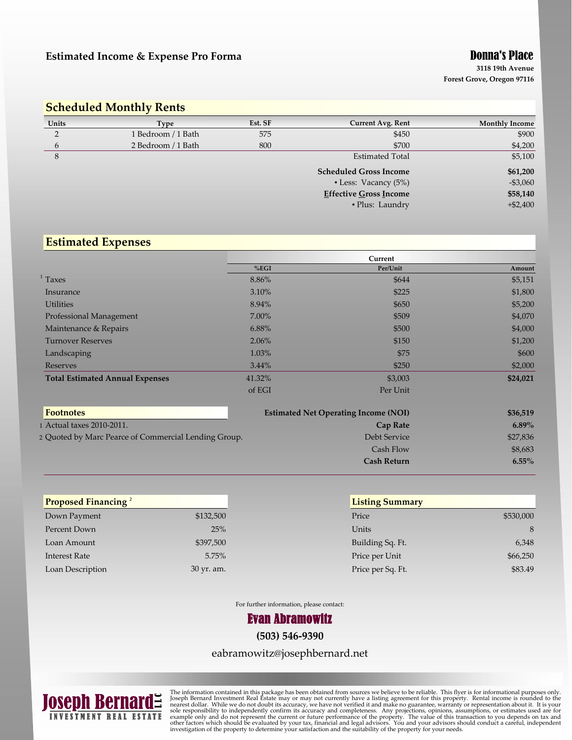**Estimated Income & Expense Pro Forma**

## Donna's Place

**3118 19th Avenue**
**Forest Grove, Oregon 97116**

## Scheduled Monthly Rents

| Units | Type | Est. SF | Current Avg. Rent | Monthly Income |
|---|---|---|---|---|
| 2 | 1 Bedroom / 1 Bath | 575 | $450 | $900 |
| 6 | 2 Bedroom / 1 Bath | 800 | $700 | $4,200 |
| 8 | | | Estimated Total | $5,100 |
| | | | **Scheduled Gross Income** | **$61,200** |
| | | | ▪ Less: Vacancy (5%) | -$3,060 |
| | | | **Effective Gross Income** | **$58,140** |
| | | | ▪ Plus: Laundry | +$2,400 |

## Estimated Expenses

| | Current | | |
|---|---|---|---|
| | %EGI | Per/Unit | Amount |
| [1] Taxes | 8.86% | $644 | $5,151 |
| Insurance | 3.10% | $225 | $1,800 |
| Utilities | 8.94% | $650 | $5,200 |
| Professional Management | 7.00% | $509 | $4,070 |
| Maintenance & Repairs | 6.88% | $500 | $4,000 |
| Turnover Reserves | 2.06% | $150 | $1,200 |
| Landscaping | 1.03% | $75 | $600 |
| Reserves | 3.44% | $250 | $2,000 |
| **Total Estimated Annual Expenses** | 41.32% | $3,003 | **$24,021** |
| | of EGI | Per Unit | |

| | |
|---|---|
| **Estimated Net Operating Income (NOI)** | **$36,519** |
| **Cap Rate** | **6.89%** |
| Debt Service | $27,836 |
| Cash Flow | $8,683 |
| **Cash Return** | **6.55%** |

### Footnotes

1 Actual taxes 2010-2011.

2 Quoted by Marc Pearce of Commercial Lending Group.

### Proposed Financing [2]

| | |
|---|---|
| Down Payment | $132,500 |
| Percent Down | 25% |
| Loan Amount | $397,500 |
| Interest Rate | 5.75% |
| Loan Description | 30 yr. am. |

### Listing Summary

| | |
|---|---|
| Price | $530,000 |
| Units | 8 |
| Building Sq. Ft. | 6,348 |
| Price per Unit | $66,250 |
| Price per Sq. Ft. | $83.49 |

For further information, please contact:

**Evan Abramowitz**

**(503) 546-9390**

eabramowitz@josephbernard.net

**Joseph Bernard LLC**
INVESTMENT REAL ESTATE

The information contained in this package has been obtained from sources we believe to be reliable. This flyer is for informational purposes only. Joseph Bernard Investment Real Estate may or may not currently have a listing agreement for this property. Rental income is rounded to the nearest dollar. While we do not doubt its accuracy, we have not verified it and make no guarantee, warranty or representation about it. It is your sole responsibility to independently confirm its accuracy and completeness. Any projections, opinions, assumptions, or estimates used are for example only and do not represent the current or future performance of the property. The value of this transaction to you depends on tax and other factors which should be evaluated by your tax, financial and legal advisors. You and your advisors should conduct a careful, independent investigation of the property to determine your satisfaction and the suitability of the property for your needs.